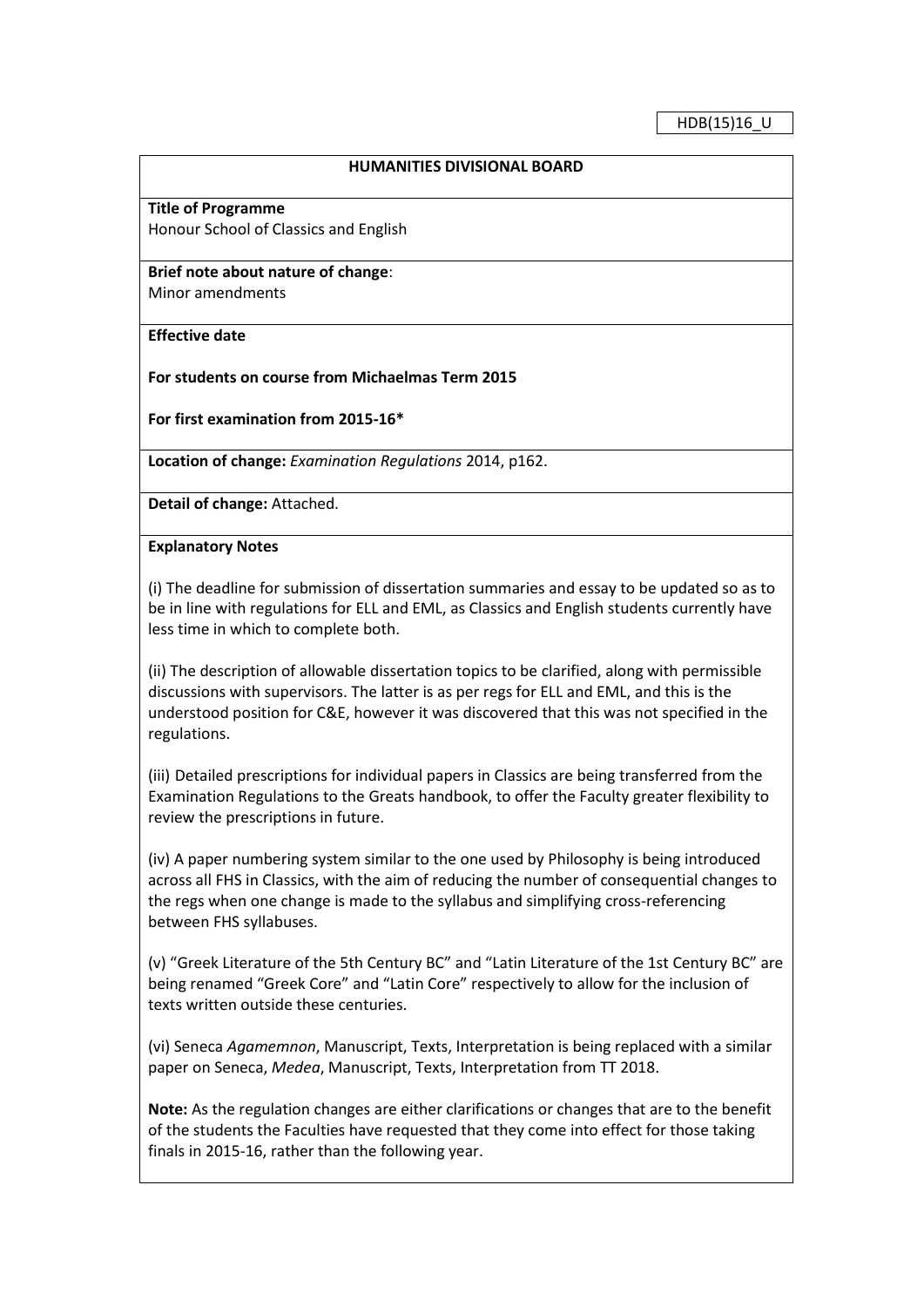HDB(15)16_U

## HUMANITIES DIVISIONAL BOARD

**Title of Programme**
Honour School of Classics and English

**Brief note about nature of change**:
Minor amendments

**Effective date**

**For students on course from Michaelmas Term 2015**

**For first examination from 2015-16***

**Location of change:** *Examination Regulations* 2014, p162.

**Detail of change:** Attached.

**Explanatory Notes**

(i) The deadline for submission of dissertation summaries and essay to be updated so as to be in line with regulations for ELL and EML, as Classics and English students currently have less time in which to complete both.

(ii) The description of allowable dissertation topics to be clarified, along with permissible discussions with supervisors. The latter is as per regs for ELL and EML, and this is the understood position for C&E, however it was discovered that this was not specified in the regulations.

(iii) Detailed prescriptions for individual papers in Classics are being transferred from the Examination Regulations to the Greats handbook, to offer the Faculty greater flexibility to review the prescriptions in future.

(iv) A paper numbering system similar to the one used by Philosophy is being introduced across all FHS in Classics, with the aim of reducing the number of consequential changes to the regs when one change is made to the syllabus and simplifying cross-referencing between FHS syllabuses.

(v) "Greek Literature of the 5th Century BC" and "Latin Literature of the 1st Century BC" are being renamed "Greek Core" and "Latin Core" respectively to allow for the inclusion of texts written outside these centuries.

(vi) Seneca *Agamemnon*, Manuscript, Texts, Interpretation is being replaced with a similar paper on Seneca, *Medea*, Manuscript, Texts, Interpretation from TT 2018.

**Note:** As the regulation changes are either clarifications or changes that are to the benefit of the students the Faculties have requested that they come into effect for those taking finals in 2015-16, rather than the following year.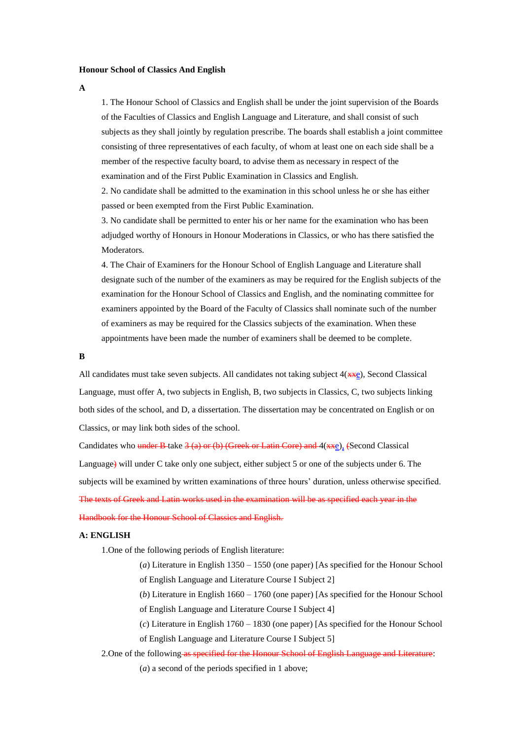**Honour School of Classics And English**

**A**

1. The Honour School of Classics and English shall be under the joint supervision of the Boards of the Faculties of Classics and English Language and Literature, and shall consist of such subjects as they shall jointly by regulation prescribe. The boards shall establish a joint committee consisting of three representatives of each faculty, of whom at least one on each side shall be a member of the respective faculty board, to advise them as necessary in respect of the examination and of the First Public Examination in Classics and English.
2. No candidate shall be admitted to the examination in this school unless he or she has either passed or been exempted from the First Public Examination.
3. No candidate shall be permitted to enter his or her name for the examination who has been adjudged worthy of Honours in Honour Moderations in Classics, or who has there satisfied the Moderators.
4. The Chair of Examiners for the Honour School of English Language and Literature shall designate such of the number of the examiners as may be required for the English subjects of the examination for the Honour School of Classics and English, and the nominating committee for examiners appointed by the Board of the Faculty of Classics shall nominate such of the number of examiners as may be required for the Classics subjects of the examination. When these appointments have been made the number of examiners shall be deemed to be complete.

**B**

All candidates must take seven subjects. All candidates not taking subject 4(~~xx~~e), Second Classical Language, must offer A, two subjects in English, B, two subjects in Classics, C, two subjects linking both sides of the school, and D, a dissertation. The dissertation may be concentrated on English or on Classics, or may link both sides of the school.

Candidates who ~~under B~~ take ~~3 (a) or (b) (Greek or Latin Core) and~~ 4(~~xx~~e), ~~(~~Second Classical Language~~)~~ will under C take only one subject, either subject 5 or one of the subjects under 6. The subjects will be examined by written examinations of three hours' duration, unless otherwise specified. ~~The texts of Greek and Latin works used in the examination will be as specified each year in the Handbook for the Honour School of Classics and English.~~

**A: ENGLISH**

1.One of the following periods of English literature:

(*a*) Literature in English 1350 – 1550 (one paper) [As specified for the Honour School of English Language and Literature Course I Subject 2]

(*b*) Literature in English 1660 – 1760 (one paper) [As specified for the Honour School of English Language and Literature Course I Subject 4]

(*c*) Literature in English 1760 – 1830 (one paper) [As specified for the Honour School of English Language and Literature Course I Subject 5]

2.One of the following ~~as specified for the Honour School of English Language and Literature~~:

(*a*) a second of the periods specified in 1 above;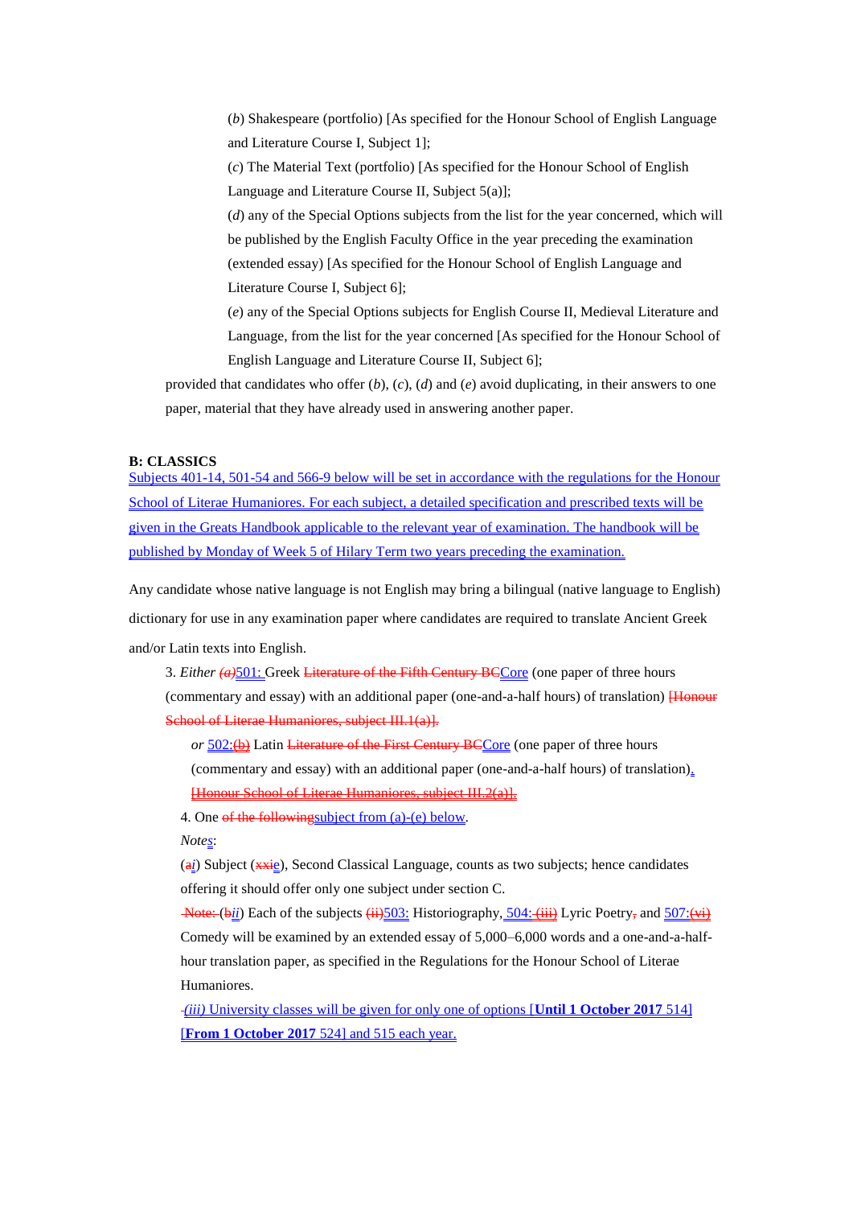(*b*) Shakespeare (portfolio) [As specified for the Honour School of English Language and Literature Course I, Subject 1];

(*c*) The Material Text (portfolio) [As specified for the Honour School of English Language and Literature Course II, Subject 5(a)];

(*d*) any of the Special Options subjects from the list for the year concerned, which will be published by the English Faculty Office in the year preceding the examination (extended essay) [As specified for the Honour School of English Language and Literature Course I, Subject 6];

(*e*) any of the Special Options subjects for English Course II, Medieval Literature and Language, from the list for the year concerned [As specified for the Honour School of English Language and Literature Course II, Subject 6];

provided that candidates who offer (*b*), (*c*), (*d*) and (*e*) avoid duplicating, in their answers to one paper, material that they have already used in answering another paper.

**B: CLASSICS**

Subjects 401-14, 501-54 and 566-9 below will be set in accordance with the regulations for the Honour School of Literae Humaniores. For each subject, a detailed specification and prescribed texts will be given in the Greats Handbook applicable to the relevant year of examination. The handbook will be published by Monday of Week 5 of Hilary Term two years preceding the examination.

Any candidate whose native language is not English may bring a bilingual (native language to English) dictionary for use in any examination paper where candidates are required to translate Ancient Greek and/or Latin texts into English.

3. *Either* ~~*(a)*~~501: Greek ~~Literature of the Fifth Century BC~~Core (one paper of three hours (commentary and essay) with an additional paper (one-and-a-half hours) of translation) ~~[Honour School of Literae Humaniores, subject III.1(a)].~~

*or* 502:~~(b)~~ Latin ~~Literature of the First Century BC~~Core (one paper of three hours (commentary and essay) with an additional paper (one-and-a-half hours) of translation). ~~[Honour School of Literae Humaniores, subject III.2(a)].~~

4. One ~~of the following~~subject from (a)-(e) below.

*Notes*:

(~~a~~*i*) Subject (~~xxi~~e), Second Classical Language, counts as two subjects; hence candidates offering it should offer only one subject under section C.

~~Note:~~ (~~b~~*ii*) Each of the subjects ~~(ii)~~503: Historiography, 504: ~~(iii)~~ Lyric Poetry~~,~~ and 507:~~(vi)~~ Comedy will be examined by an extended essay of 5,000–6,000 words and a one-and-a-half-hour translation paper, as specified in the Regulations for the Honour School of Literae Humaniores.

*(iii)* University classes will be given for only one of options [**Until 1 October 2017** 514] [**From 1 October 2017** 524] and 515 each year.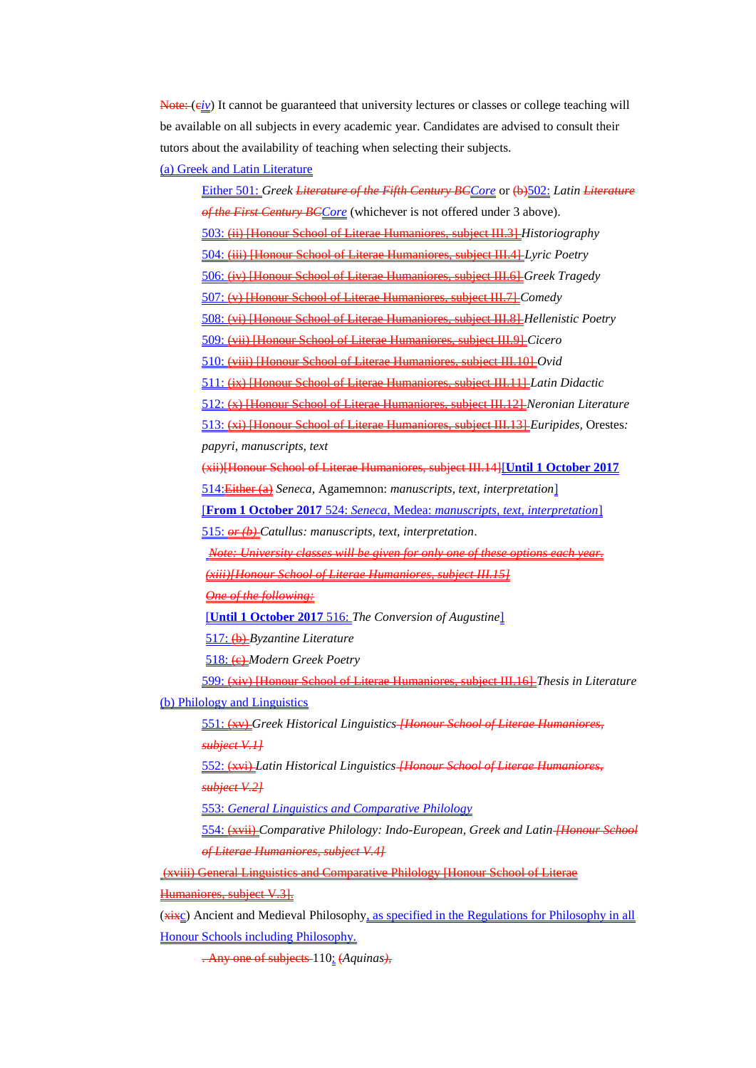Note: (civ) It cannot be guaranteed that university lectures or classes or college teaching will be available on all subjects in every academic year. Candidates are advised to consult their tutors about the availability of teaching when selecting their subjects.

(a) Greek and Latin Literature

Either 501: Greek *Literature of the Fifth Century BCCore* or (b)502: Latin *Literature of the First Century BCCore* (whichever is not offered under 3 above).

503: (ii) [Honour School of Literae Humaniores, subject III.3] *Historiography*

504: (iii) [Honour School of Literae Humaniores, subject III.4] *Lyric Poetry*

506: (iv) [Honour School of Literae Humaniores, subject III.6] *Greek Tragedy*

507: (v) [Honour School of Literae Humaniores, subject III.7] *Comedy*

508: (vi) [Honour School of Literae Humaniores, subject III.8] *Hellenistic Poetry*

509: (vii) [Honour School of Literae Humaniores, subject III.9] *Cicero*

510: (viii) [Honour School of Literae Humaniores, subject III.10] *Ovid*

511: (ix) [Honour School of Literae Humaniores, subject III.11] *Latin Didactic*

512: (x) [Honour School of Literae Humaniores, subject III.12] *Neronian Literature*

513: (xi) [Honour School of Literae Humaniores, subject III.13] *Euripides,* Orestes*: papyri, manuscripts, text*

(xii)[Honour School of Literae Humaniores, subject III.14][**Until 1 October 2017** 514:Either (a) *Seneca,* Agamemnon: *manuscripts, text, interpretation*]

[**From 1 October 2017** 524: *Seneca,* Medea: *manuscripts, text, interpretation*]

515: *or (b)* *Catullus: manuscripts, text, interpretation*.

*Note: University classes will be given for only one of these options each year.*

*(xiii)[Honour School of Literae Humaniores, subject III.15]*

*One of the following:*

[**Until 1 October 2017** 516: *The Conversion of Augustine*]

517: (b) *Byzantine Literature*

518: (c) *Modern Greek Poetry*

599: (xiv) [Honour School of Literae Humaniores, subject III.16] *Thesis in Literature*

(b) Philology and Linguistics

551: (xv) *Greek Historical Linguistics [Honour School of Literae Humaniores, subject V.1]*

552: (xvi) *Latin Historical Linguistics [Honour School of Literae Humaniores, subject V.2]*

553: *General Linguistics and Comparative Philology*

554: (xvii) *Comparative Philology: Indo-European, Greek and Latin [Honour School of Literae Humaniores, subject V.4]*

(xviii) General Linguistics and Comparative Philology [Honour School of Literae Humaniores, subject V.3].

(xixc) Ancient and Medieval Philosophy, as specified in the Regulations for Philosophy in all Honour Schools including Philosophy.

. Any one of subjects 110: (*Aquinas*),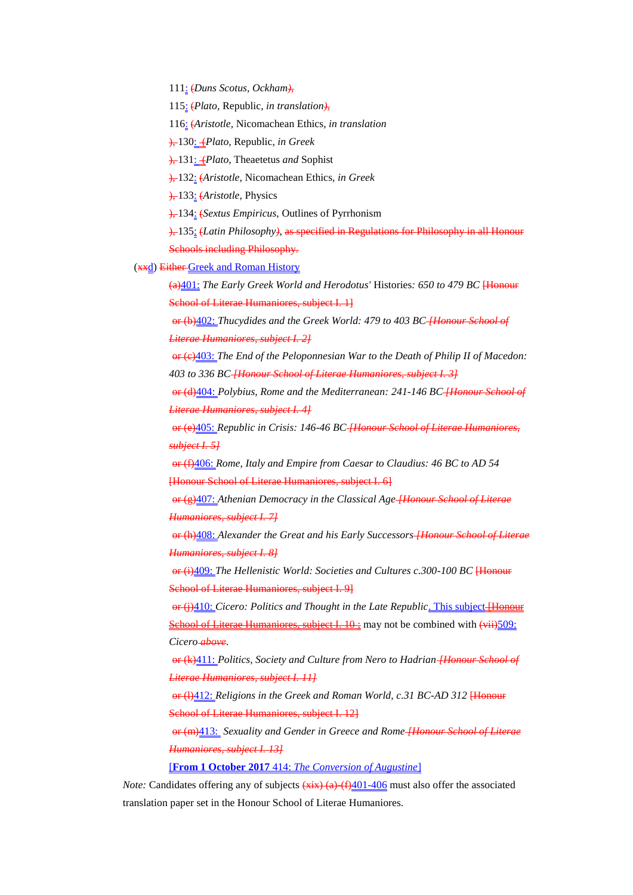111: (*Duns Scotus, Ockham*),

115: (*Plato,* Republic*, in translation*),

116: (*Aristotle,* Nicomachean Ethics*, in translation*

), 130: (*Plato,* Republic*, in Greek*

), 131: (*Plato,* Theaetetus *and* Sophist

), 132: (*Aristotle,* Nicomachean Ethics*, in Greek*

), 133: (*Aristotle,* Physics

), 134: (*Sextus Empiricus,* Outlines of Pyrrhonism

), 135: (*Latin Philosophy*), as specified in Regulations for Philosophy in all Honour Schools including Philosophy.

(xxd) Either Greek and Roman History

(a)401: *The Early Greek World and Herodotus'* Histories*: 650 to 479 BC* [Honour School of Literae Humaniores, subject I. 1]

or (b)402: *Thucydides and the Greek World: 479 to 403 BC [Honour School of Literae Humaniores, subject I. 2]*

or (c)403: *The End of the Peloponnesian War to the Death of Philip II of Macedon: 403 to 336 BC [Honour School of Literae Humaniores, subject I. 3]*

or (d)404: *Polybius, Rome and the Mediterranean: 241-146 BC [Honour School of Literae Humaniores, subject I. 4]*

or (e)405: *Republic in Crisis: 146-46 BC [Honour School of Literae Humaniores, subject I. 5]*

or (f)406: *Rome, Italy and Empire from Caesar to Claudius: 46 BC to AD 54* [Honour School of Literae Humaniores, subject I. 6]

or (g)407: *Athenian Democracy in the Classical Age [Honour School of Literae Humaniores, subject I. 7]*

or (h)408: *Alexander the Great and his Early Successors [Honour School of Literae Humaniores, subject I. 8]*

or (i)409: *The Hellenistic World: Societies and Cultures c.300-100 BC* [Honour School of Literae Humaniores, subject I. 9]

or (j)410: *Cicero: Politics and Thought in the Late Republic*. This subject [Honour School of Literae Humaniores, subject I. 10 ; may not be combined with (vii)509: *Cicero above*.

or (k)411: *Politics, Society and Culture from Nero to Hadrian [Honour School of Literae Humaniores, subject I. 11]*

or (l)412: *Religions in the Greek and Roman World, c.31 BC-AD 312* [Honour School of Literae Humaniores, subject I. 12]

or (m)413: *Sexuality and Gender in Greece and Rome [Honour School of Literae Humaniores, subject I. 13]*

[**From 1 October 2017** 414: *The Conversion of Augustine*]

*Note:* Candidates offering any of subjects (xix) (a)-(f)401-406 must also offer the associated translation paper set in the Honour School of Literae Humaniores.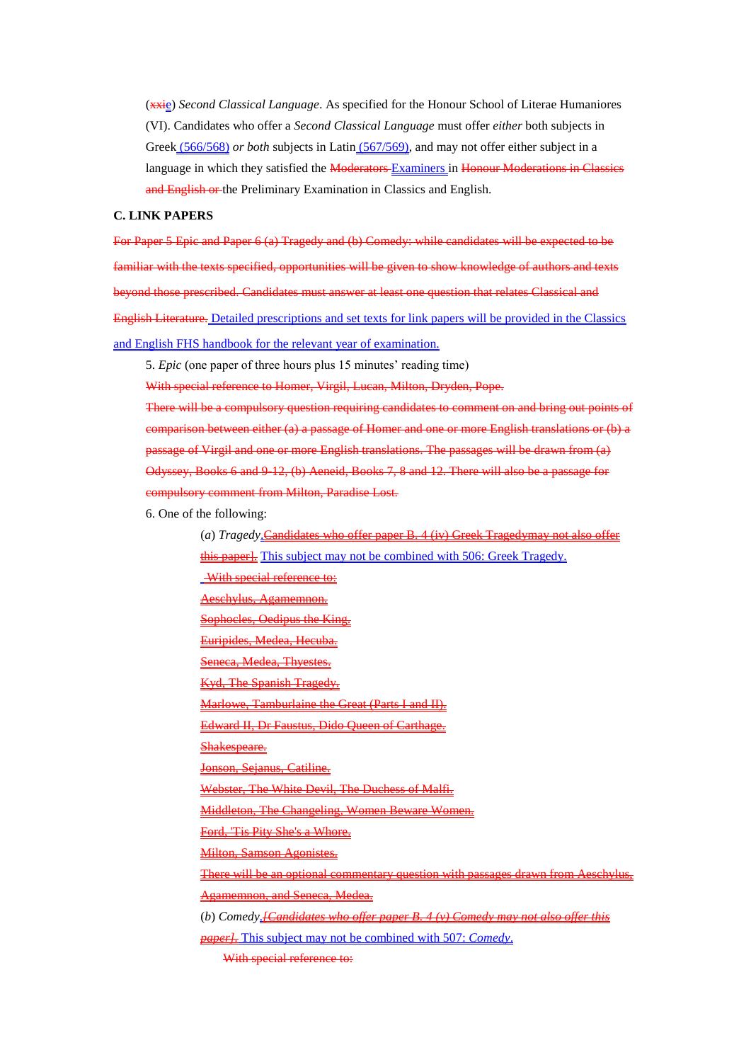(~~xxi~~e) *Second Classical Language*. As specified for the Honour School of Literae Humaniores (VI). Candidates who offer a *Second Classical Language* must offer *either* both subjects in Greek (566/568) *or both* subjects in Latin (567/569), and may not offer either subject in a language in which they satisfied the ~~Moderators~~ Examiners in ~~Honour Moderations in Classics and English or~~ the Preliminary Examination in Classics and English.

**C. LINK PAPERS**

~~For Paper 5 Epic and Paper 6 (a) Tragedy and (b) Comedy: while candidates will be expected to be familiar with the texts specified, opportunities will be given to show knowledge of authors and texts beyond those prescribed. Candidates must answer at least one question that relates Classical and English Literature.~~ Detailed prescriptions and set texts for link papers will be provided in the Classics and English FHS handbook for the relevant year of examination.

5. *Epic* (one paper of three hours plus 15 minutes' reading time)

~~With special reference to Homer, Virgil, Lucan, Milton, Dryden, Pope.~~

~~There will be a compulsory question requiring candidates to comment on and bring out points of comparison between either (a) a passage of Homer and one or more English translations or (b) a passage of Virgil and one or more English translations. The passages will be drawn from (a) Odyssey, Books 6 and 9-12, (b) Aeneid, Books 7, 8 and 12. There will also be a passage for compulsory comment from Milton, Paradise Lost.~~

6. One of the following:

(*a*) *Tragedy*.~~Candidates who offer paper B. 4 (iv) Greek Tragedymay not also offer this paper].~~ This subject may not be combined with 506: Greek Tragedy.

~~With special reference to:~~

~~Aeschylus, Agamemnon.~~

~~Sophocles, Oedipus the King.~~

~~Euripides, Medea, Hecuba.~~

~~Seneca, Medea, Thyestes.~~

~~Kyd, The Spanish Tragedy.~~

~~Marlowe, Tamburlaine the Great (Parts I and II).~~

~~Edward II, Dr Faustus, Dido Queen of Carthage.~~

~~Shakespeare.~~

~~Jonson, Sejanus, Catiline.~~

~~Webster, The White Devil, The Duchess of Malfi.~~

~~Middleton, The Changeling, Women Beware Women.~~

~~Ford, 'Tis Pity She's a Whore.~~

~~Milton, Samson Agonistes.~~

~~There will be an optional commentary question with passages drawn from Aeschylus, Agamemnon, and Seneca, Medea.~~

(*b*) *Comedy*.~~*[Candidates who offer paper B. 4 (v) Comedy may not also offer this paper]*.~~ This subject may not be combined with 507: *Comedy*.

~~With special reference to:~~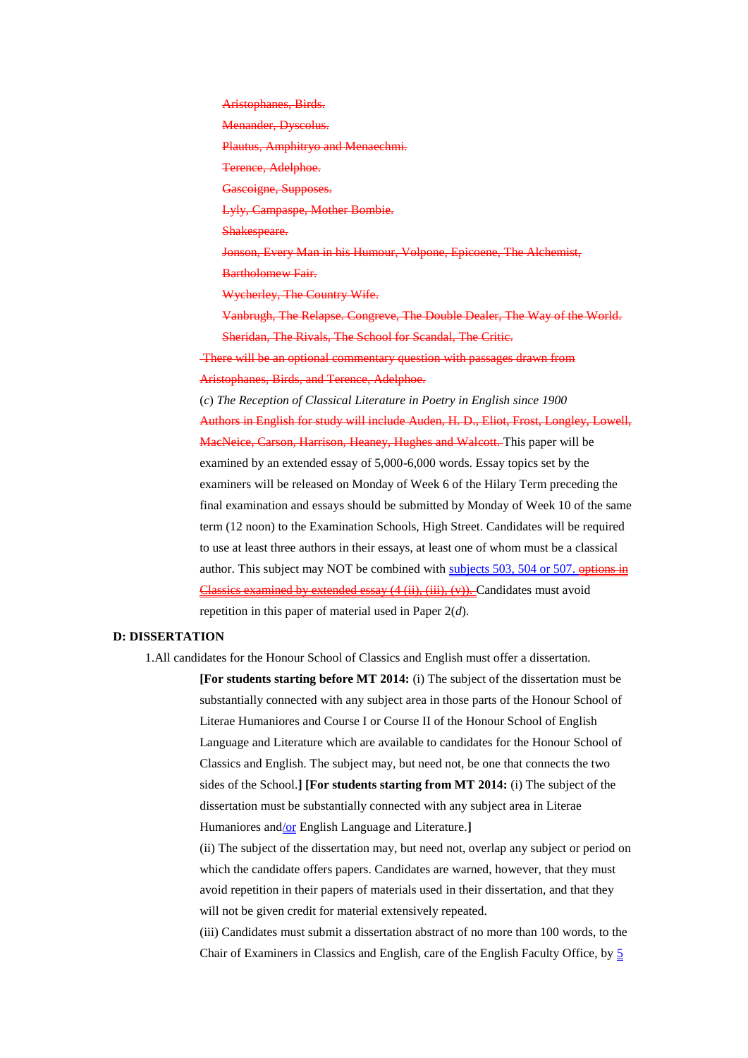~~Aristophanes, Birds.~~

~~Menander, Dyscolus.~~

~~Plautus, Amphitryo and Menaechmi.~~

~~Terence, Adelphoe.~~

~~Gascoigne, Supposes.~~

~~Lyly, Campaspe, Mother Bombie.~~

~~Shakespeare.~~

~~Jonson, Every Man in his Humour, Volpone, Epicoene, The Alchemist, Bartholomew Fair.~~

~~Wycherley, The Country Wife.~~

~~Vanbrugh, The Relapse. Congreve, The Double Dealer, The Way of the World.~~

~~Sheridan, The Rivals, The School for Scandal, The Critic.~~

~~There will be an optional commentary question with passages drawn from Aristophanes, Birds, and Terence, Adelphoe.~~

(*c*) *The Reception of Classical Literature in Poetry in English since 1900*

~~Authors in English for study will include Auden, H. D., Eliot, Frost, Longley, Lowell, MacNeice, Carson, Harrison, Heaney, Hughes and Walcott.~~ This paper will be examined by an extended essay of 5,000-6,000 words. Essay topics set by the examiners will be released on Monday of Week 6 of the Hilary Term preceding the final examination and essays should be submitted by Monday of Week 10 of the same term (12 noon) to the Examination Schools, High Street. Candidates will be required to use at least three authors in their essays, at least one of whom must be a classical author. This subject may NOT be combined with <u>subjects 503, 504 or 507.</u> ~~options in Classics examined by extended essay (4 (ii), (iii), (v)).~~ Candidates must avoid repetition in this paper of material used in Paper 2(*d*).

**D: DISSERTATION**

1. All candidates for the Honour School of Classics and English must offer a dissertation.

**[For students starting before MT 2014:** (i) The subject of the dissertation must be substantially connected with any subject area in those parts of the Honour School of Literae Humaniores and Course I or Course II of the Honour School of English Language and Literature which are available to candidates for the Honour School of Classics and English. The subject may, but need not, be one that connects the two sides of the School.**]** **[For students starting from MT 2014:** (i) The subject of the dissertation must be substantially connected with any subject area in Literae Humaniores and<u>/or</u> English Language and Literature.**]**

(ii) The subject of the dissertation may, but need not, overlap any subject or period on which the candidate offers papers. Candidates are warned, however, that they must avoid repetition in their papers of materials used in their dissertation, and that they will not be given credit for material extensively repeated.

(iii) Candidates must submit a dissertation abstract of no more than 100 words, to the Chair of Examiners in Classics and English, care of the English Faculty Office, by <u>5</u>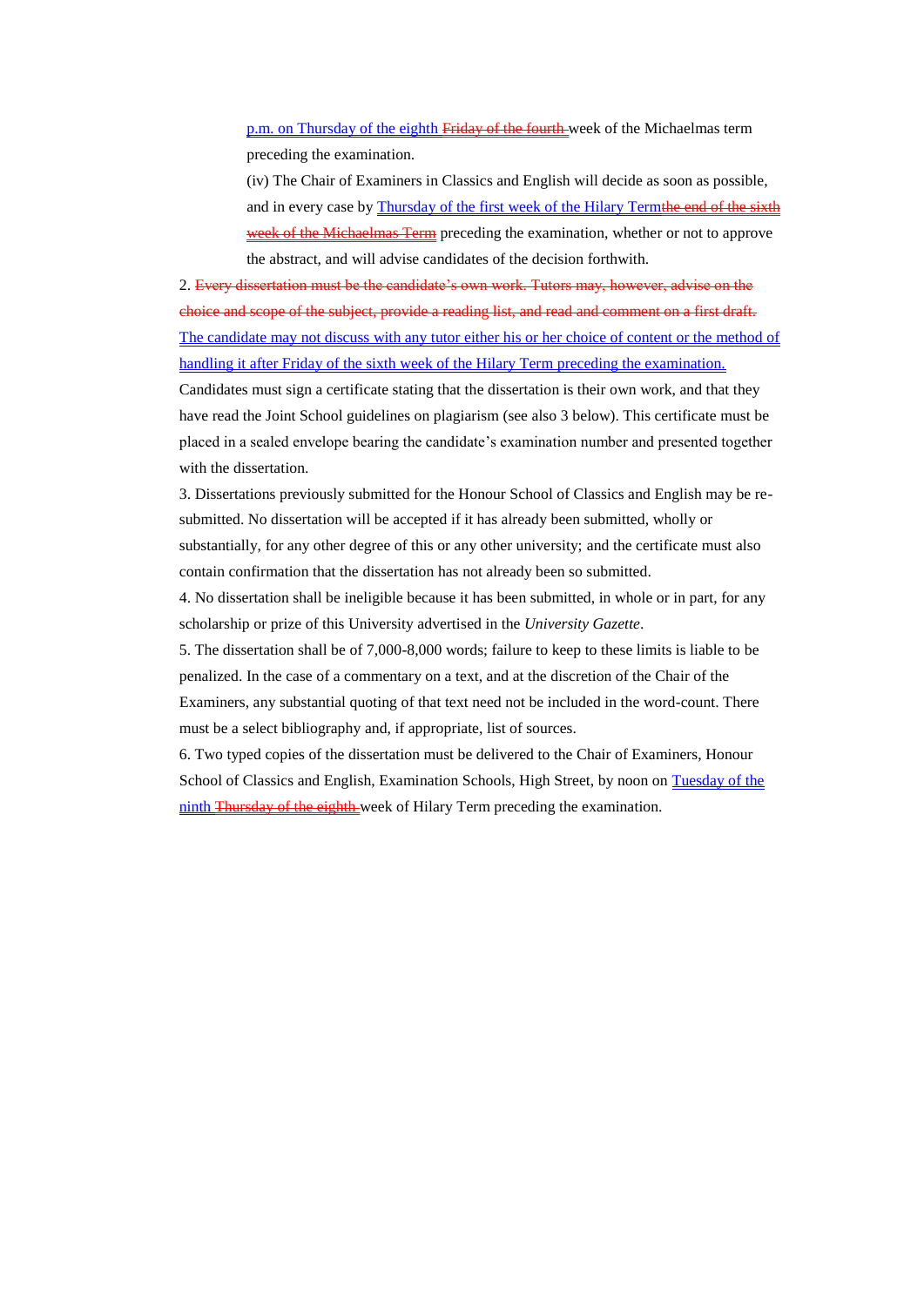p.m. on Thursday of the eighth ~~Friday of the fourth~~ week of the Michaelmas term preceding the examination.

(iv) The Chair of Examiners in Classics and English will decide as soon as possible, and in every case by Thursday of the first week of the Hilary Term~~the end of the sixth week of the Michaelmas Term~~ preceding the examination, whether or not to approve the abstract, and will advise candidates of the decision forthwith.

2. ~~Every dissertation must be the candidate's own work. Tutors may, however, advise on the choice and scope of the subject, provide a reading list, and read and comment on a first draft.~~ The candidate may not discuss with any tutor either his or her choice of content or the method of handling it after Friday of the sixth week of the Hilary Term preceding the examination. Candidates must sign a certificate stating that the dissertation is their own work, and that they have read the Joint School guidelines on plagiarism (see also 3 below). This certificate must be placed in a sealed envelope bearing the candidate's examination number and presented together with the dissertation.

3. Dissertations previously submitted for the Honour School of Classics and English may be re-submitted. No dissertation will be accepted if it has already been submitted, wholly or substantially, for any other degree of this or any other university; and the certificate must also contain confirmation that the dissertation has not already been so submitted.

4. No dissertation shall be ineligible because it has been submitted, in whole or in part, for any scholarship or prize of this University advertised in the *University Gazette*.

5. The dissertation shall be of 7,000-8,000 words; failure to keep to these limits is liable to be penalized. In the case of a commentary on a text, and at the discretion of the Chair of the Examiners, any substantial quoting of that text need not be included in the word-count. There must be a select bibliography and, if appropriate, list of sources.

6. Two typed copies of the dissertation must be delivered to the Chair of Examiners, Honour School of Classics and English, Examination Schools, High Street, by noon on Tuesday of the ninth ~~Thursday of the eighth~~ week of Hilary Term preceding the examination.